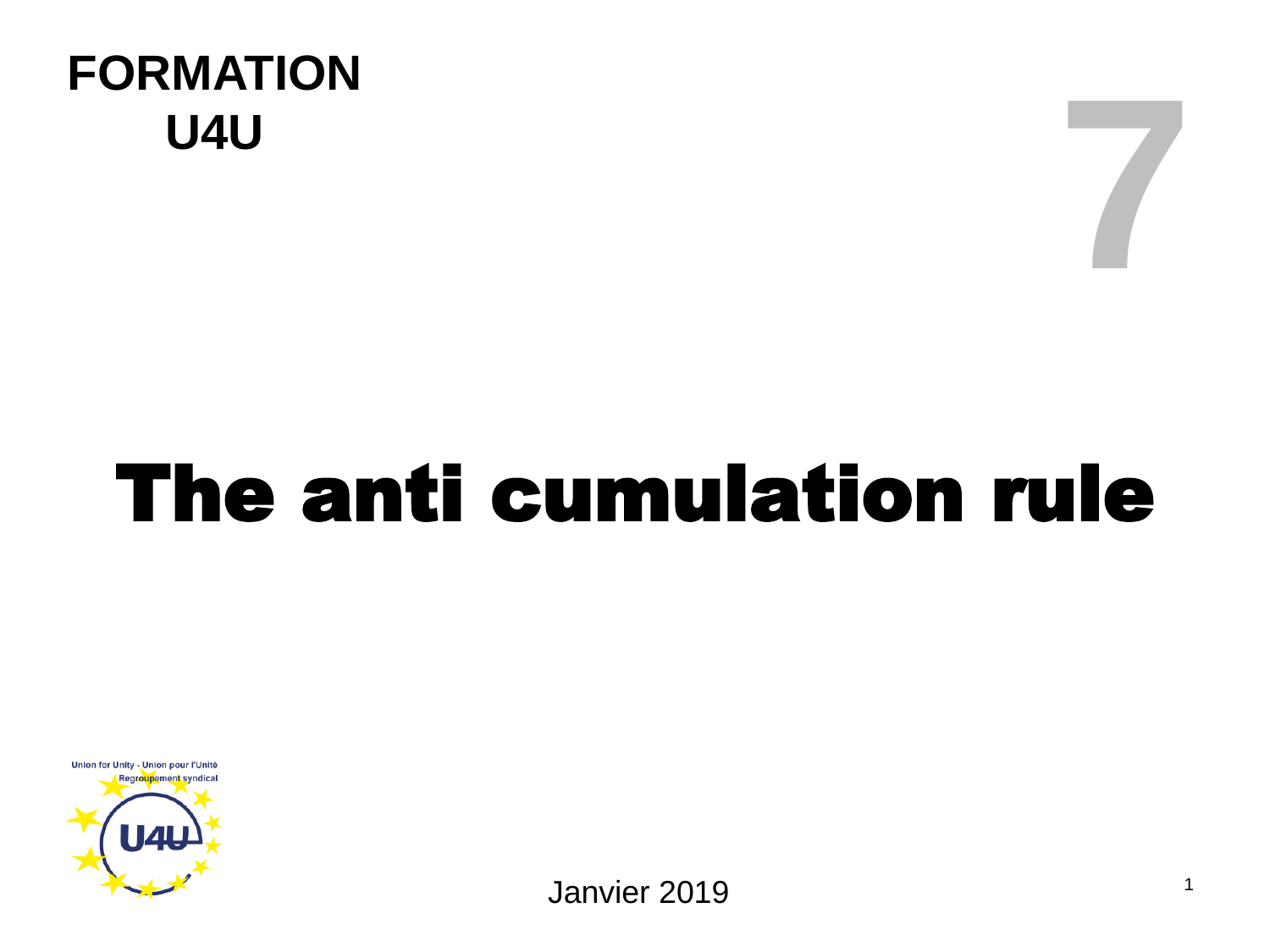**FORMATION U4U**

7

# The anti cumulation rule

Union for Unity - Union pour l'Unité
Regroupement syndical

Janvier 2019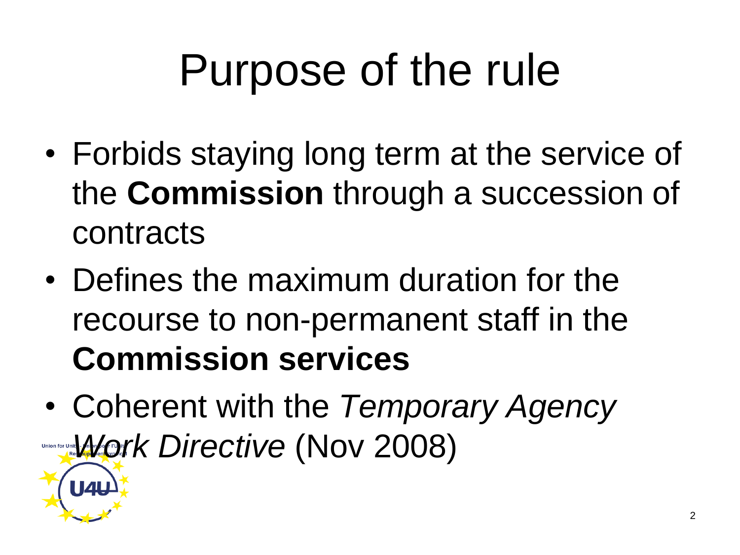# Purpose of the rule

- Forbids staying long term at the service of the **Commission** through a succession of contracts
- Defines the maximum duration for the recourse to non-permanent staff in the **Commission services**
- Coherent with the *Temporary Agency Work Directive* (Nov 2008)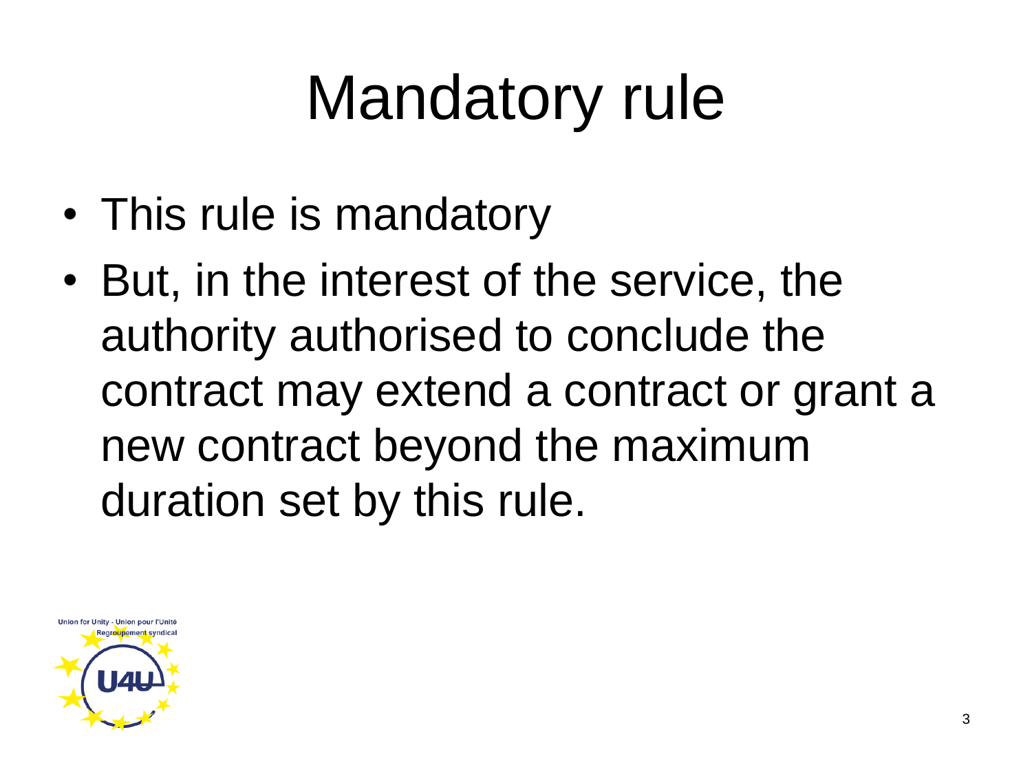# Mandatory rule

- This rule is mandatory
- But, in the interest of the service, the authority authorised to conclude the contract may extend a contract or grant a new contract beyond the maximum duration set by this rule.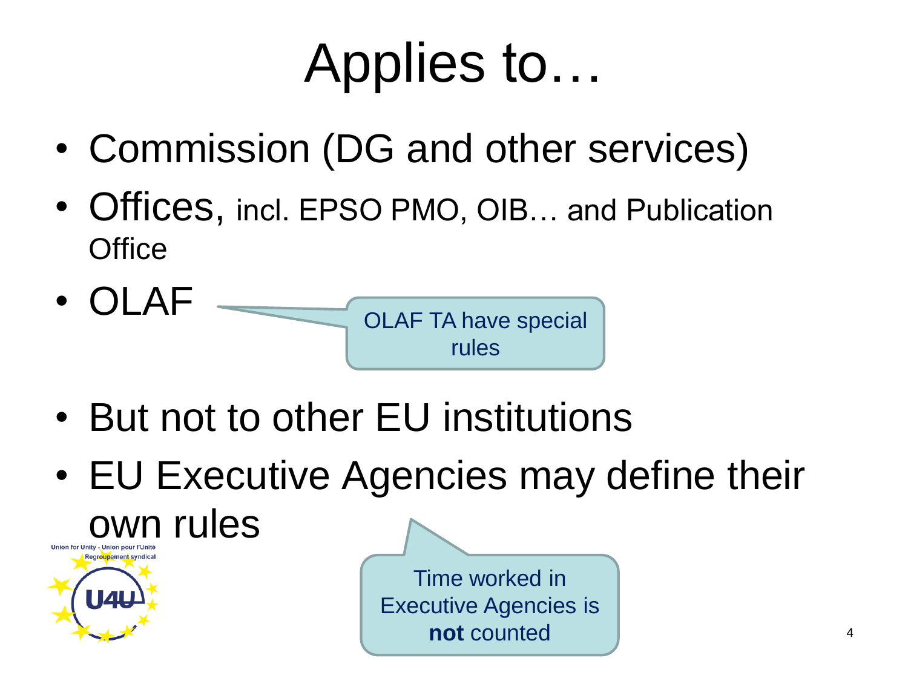# Applies to…

- Commission (DG and other services)
- Offices, incl. EPSO PMO, OIB… and Publication Office
- OLAF

OLAF TA have special rules

- But not to other EU institutions
- EU Executive Agencies may define their own rules

Time worked in Executive Agencies is **not** counted

Union for Unity - Union pour l'Unité
Regroupement syndical
U4U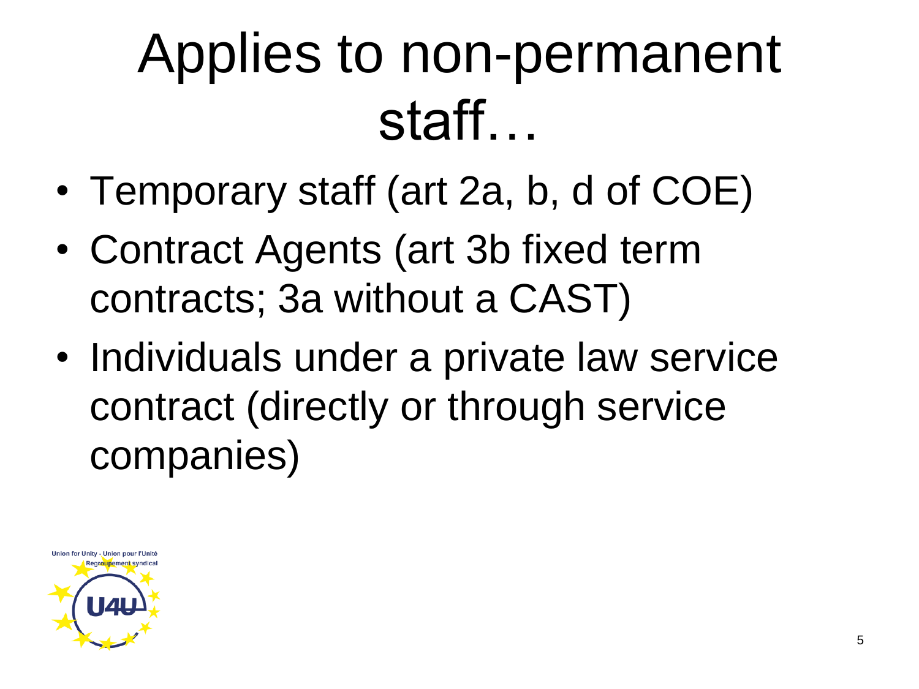# Applies to non-permanent staff…

- Temporary staff (art 2a, b, d of COE)
- Contract Agents (art 3b fixed term contracts; 3a without a CAST)
- Individuals under a private law service contract (directly or through service companies)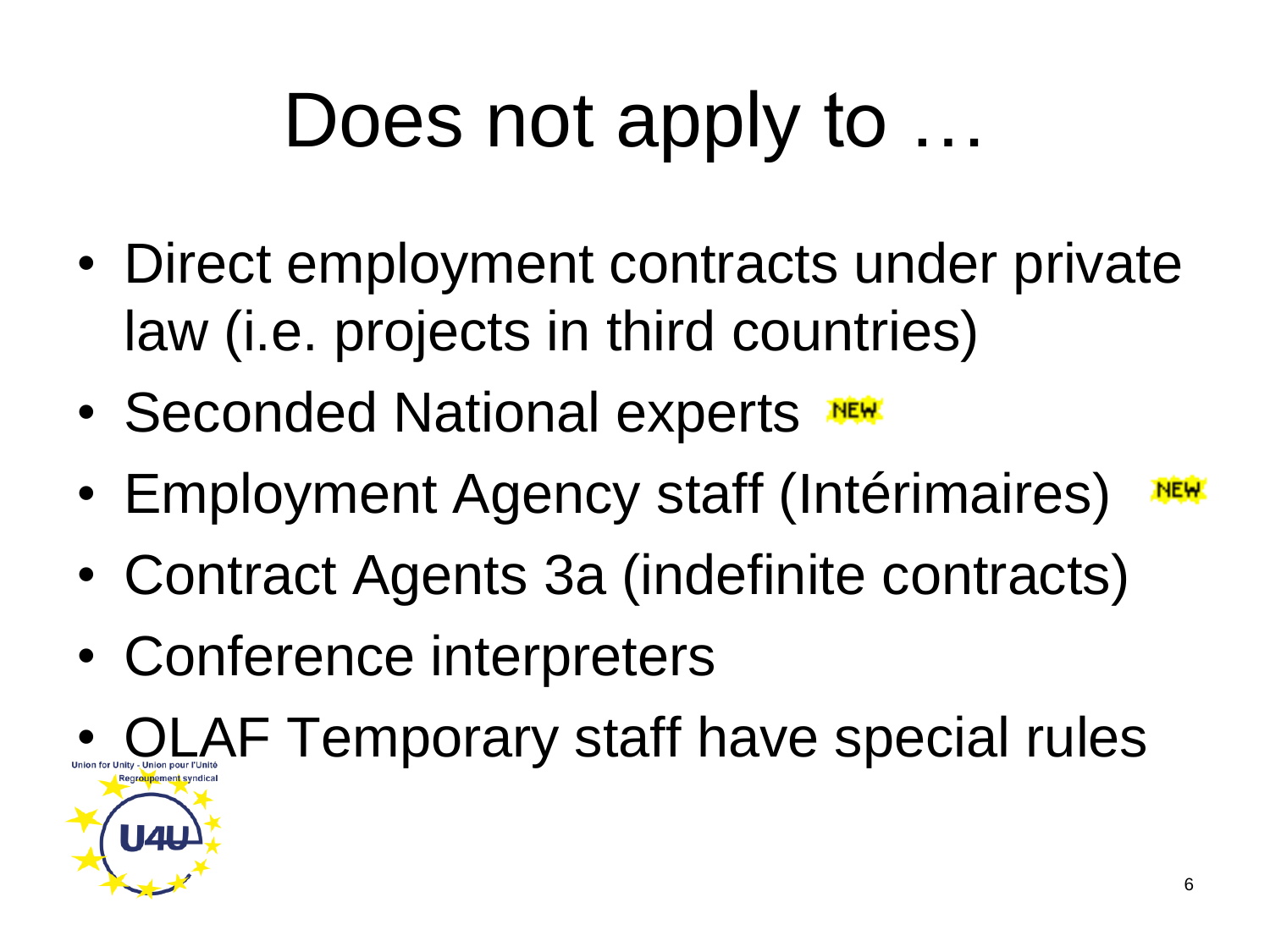# Does not apply to …

- Direct employment contracts under private law (i.e. projects in third countries)
- Seconded National experts NEW
- Employment Agency staff (Intérimaires) NEW
- Contract Agents 3a (indefinite contracts)
- Conference interpreters
- OLAF Temporary staff have special rules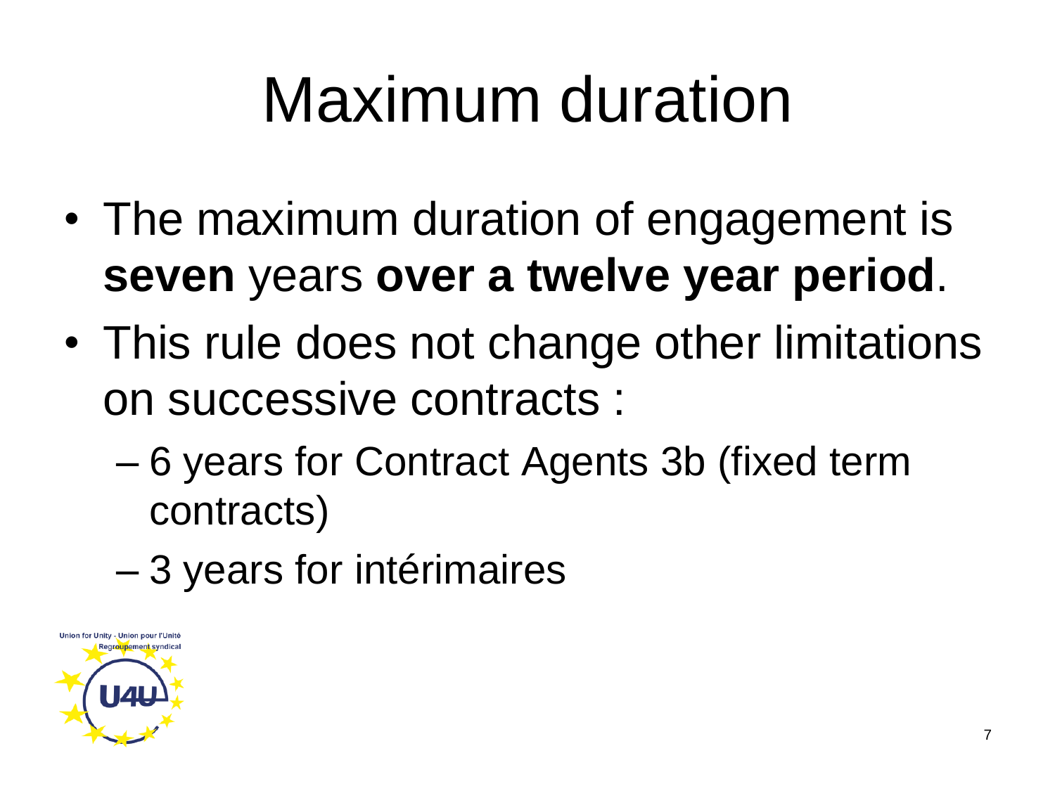# Maximum duration

- The maximum duration of engagement is **seven** years **over a twelve year period**.
- This rule does not change other limitations on successive contracts :
  - 6 years for Contract Agents 3b (fixed term contracts)
  - 3 years for intérimaires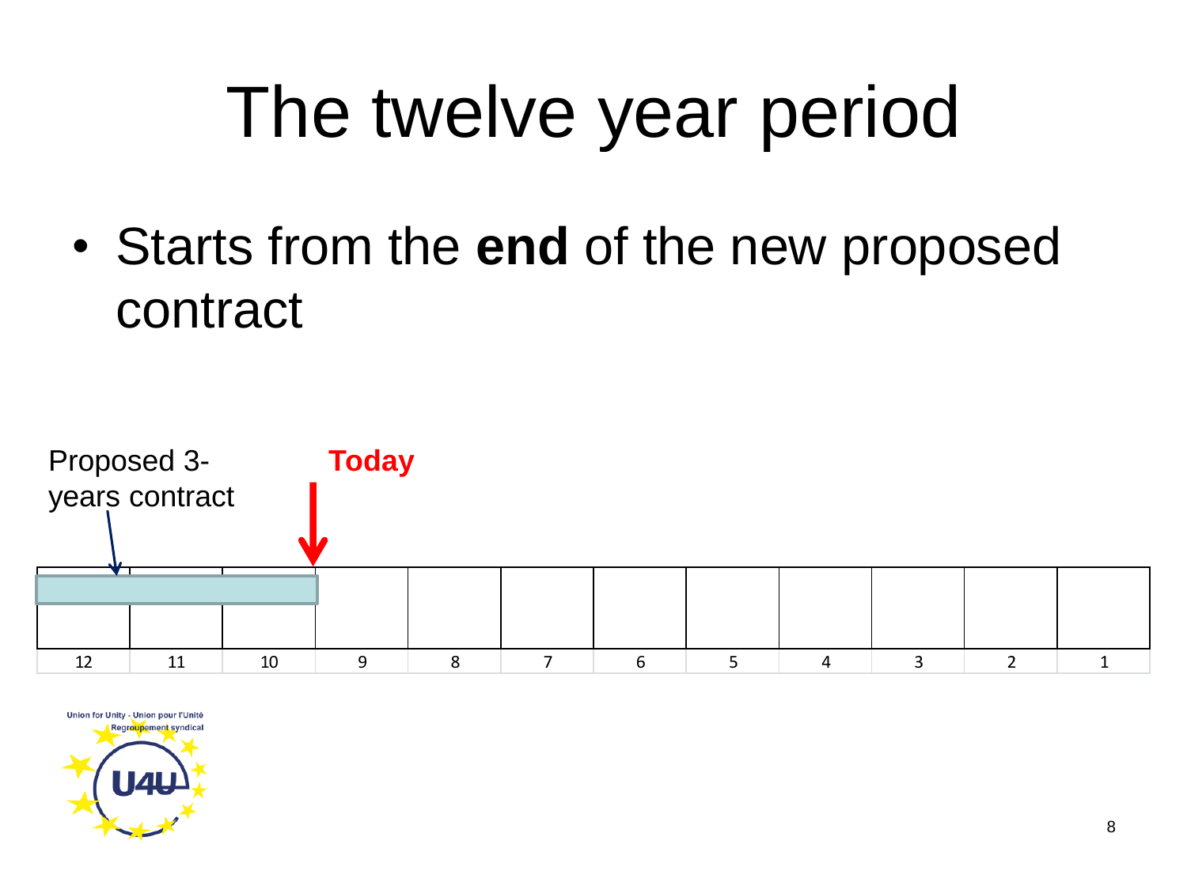# The twelve year period

- Starts from the **end** of the new proposed contract

Proposed 3-years contract

**Today**

| 12 | 11 | 10 | 9 | 8 | 7 | 6 | 5 | 4 | 3 | 2 | 1 |
|---|---|---|---|---|---|---|---|---|---|---|---|

Union for Unity - Union pour l'Unité
Regroupement syndical
U4U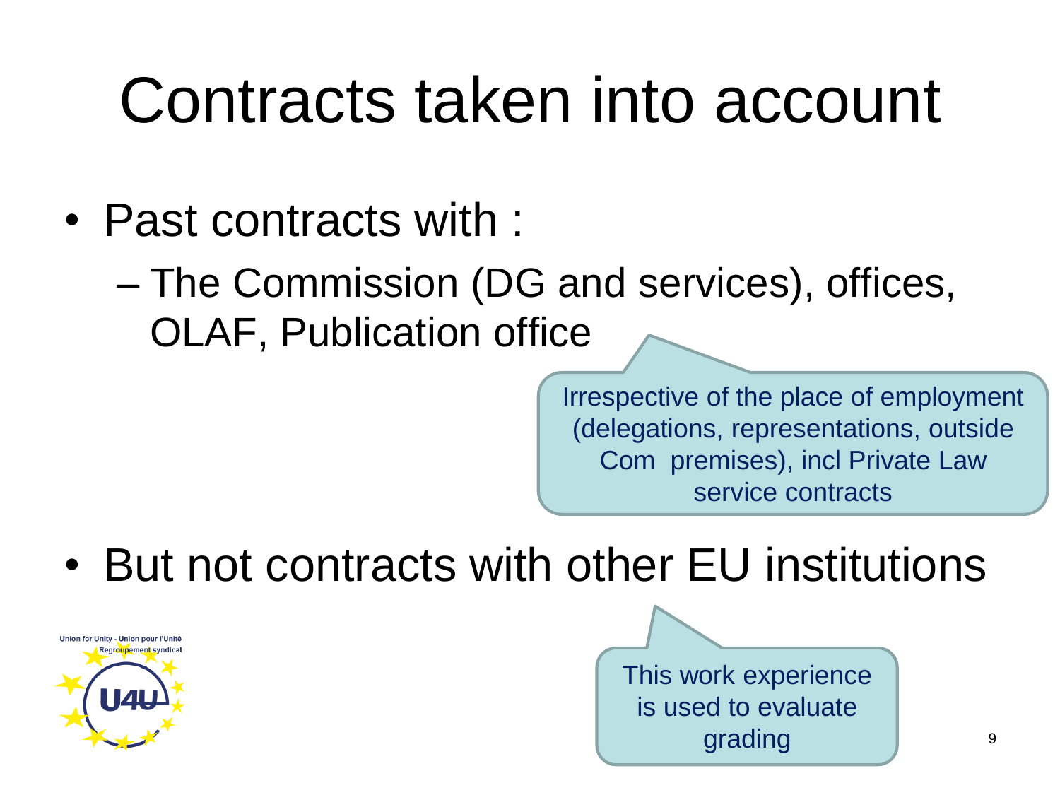# Contracts taken into account

- Past contracts with :
  - The Commission (DG and services), offices, OLAF, Publication office

Irrespective of the place of employment (delegations, representations, outside Com premises), incl Private Law service contracts

- But not contracts with other EU institutions

This work experience is used to evaluate grading

Union for Unity - Union pour l'Unité
Regroupement syndical
U4U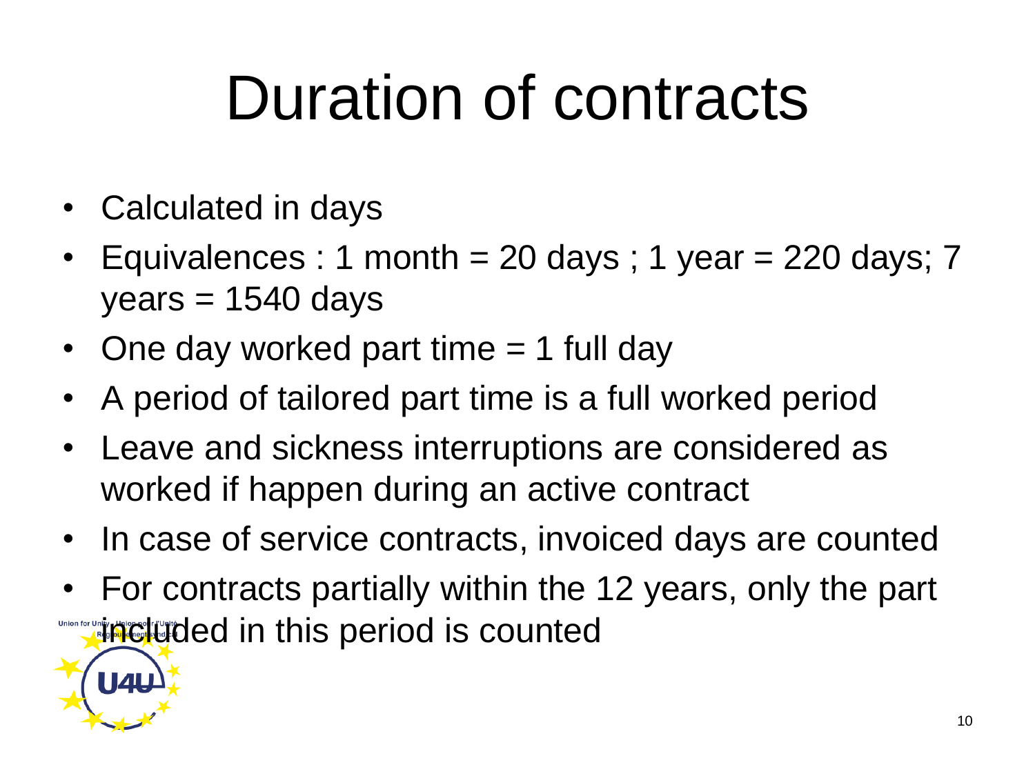# Duration of contracts

- Calculated in days
- Equivalences : 1 month = 20 days ; 1 year = 220 days; 7 years = 1540 days
- One day worked part time = 1 full day
- A period of tailored part time is a full worked period
- Leave and sickness interruptions are considered as worked if happen during an active contract
- In case of service contracts, invoiced days are counted
- For contracts partially within the 12 years, only the part included in this period is counted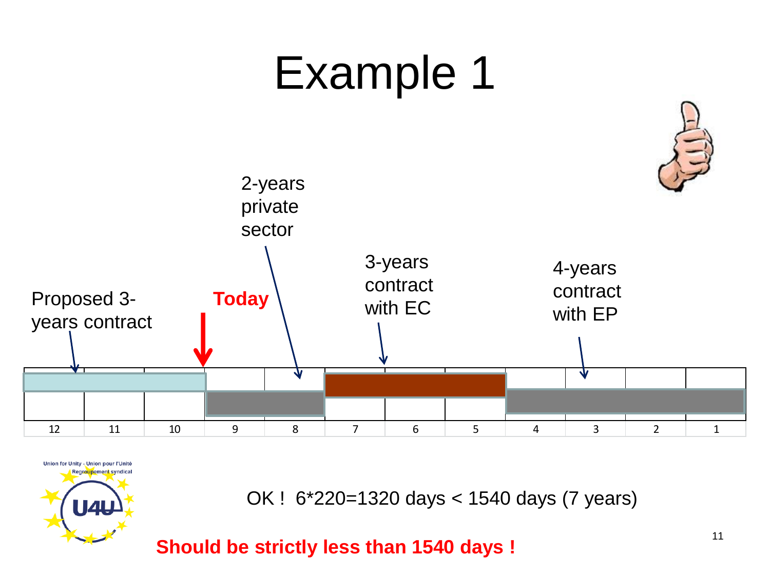# Example 1

2-years private sector

Proposed 3-years contract

**Today**

3-years contract with EC

4-years contract with EP

| 12 | 11 | 10 | 9 | 8 | 7 | 6 | 5 | 4 | 3 | 2 | 1 |
|---|---|---|---|---|---|---|---|---|---|---|---|

Union for Unity - Union pour l'Unité
Regroupement syndical
U4U

OK ! 6*220=1320 days < 1540 days (7 years)

**Should be strictly less than 1540 days !**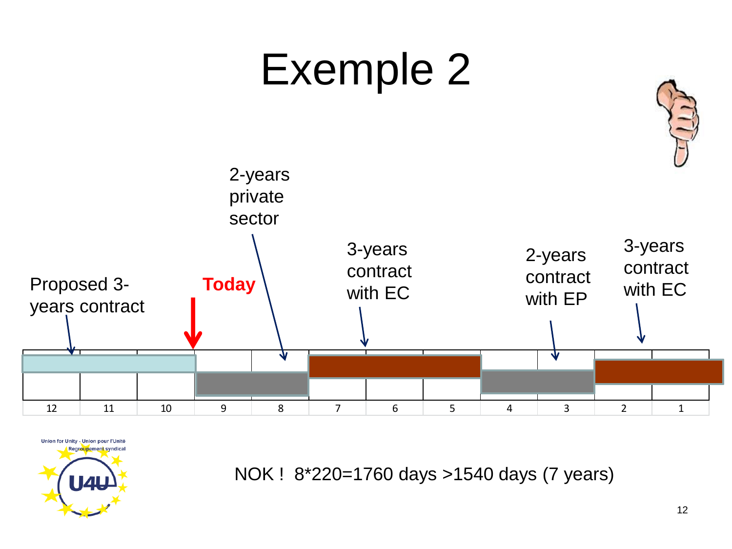# Exemple 2

2-years private sector

Proposed 3-years contract

**Today**

3-years contract with EC

2-years contract with EP

3-years contract with EC

| 12 | 11 | 10 | 9 | 8 | 7 | 6 | 5 | 4 | 3 | 2 | 1 |
|---|---|---|---|---|---|---|---|---|---|---|---|

Union for Unity - Union pour l'Unité
Regroupement syndical
U4U

NOK ! 8*220=1760 days >1540 days (7 years)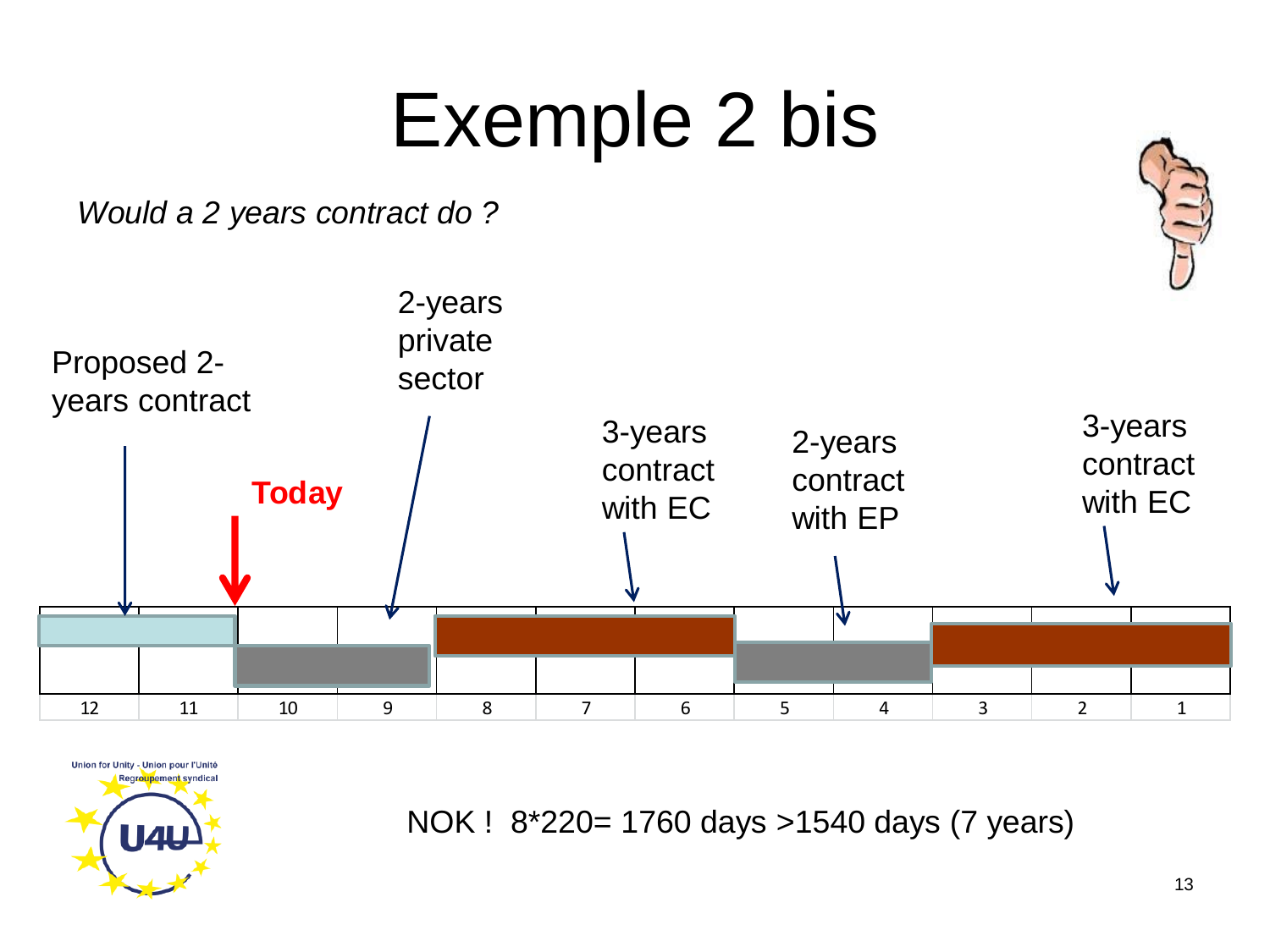# Exemple 2 bis

*Would a 2 years contract do ?*

Proposed 2-years contract

2-years private sector

Today

3-years contract with EC

2-years contract with EP

3-years contract with EC

| 12 | 11 | 10 | 9 | 8 | 7 | 6 | 5 | 4 | 3 | 2 | 1 |
|---|---|---|---|---|---|---|---|---|---|---|---|

Union for Unity - Union pour l'Unité
Regroupement syndical
U4U

NOK ! 8*220= 1760 days >1540 days (7 years)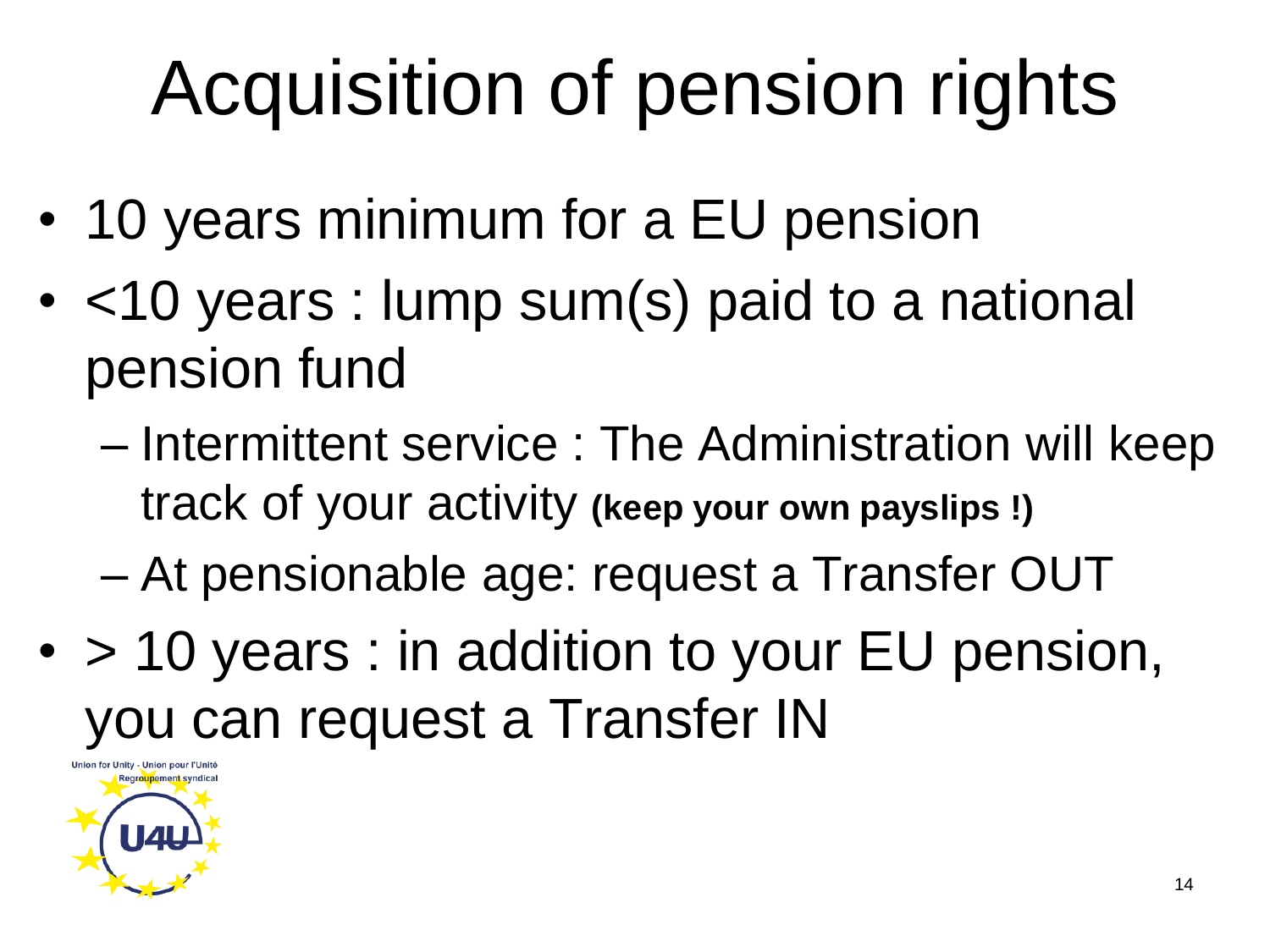# Acquisition of pension rights

- 10 years minimum for a EU pension
- <10 years : lump sum(s) paid to a national pension fund
  - Intermittent service : The Administration will keep track of your activity **(keep your own payslips !)**
  - At pensionable age: request a Transfer OUT
- > 10 years : in addition to your EU pension, you can request a Transfer IN

Union for Unity - Union pour l'Unité
Regroupement syndical
U4U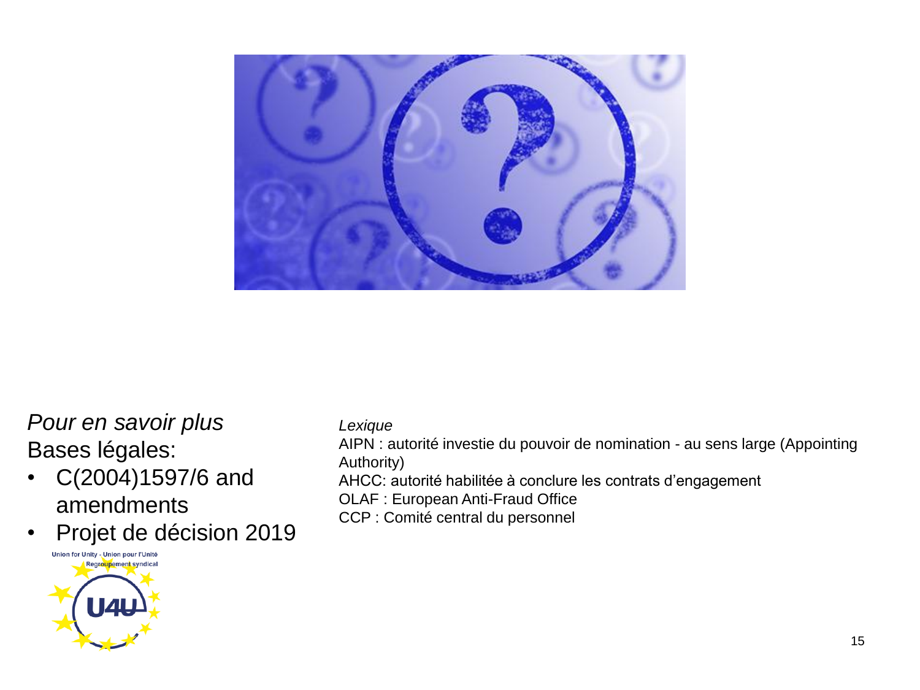*Pour en savoir plus*

Bases légales:

- C(2004)1597/6 and amendments
- Projet de décision 2019

*Lexique*

AIPN : autorité investie du pouvoir de nomination - au sens large (Appointing Authority)

AHCC: autorité habilitée à conclure les contrats d'engagement

OLAF : European Anti-Fraud Office

CCP : Comité central du personnel